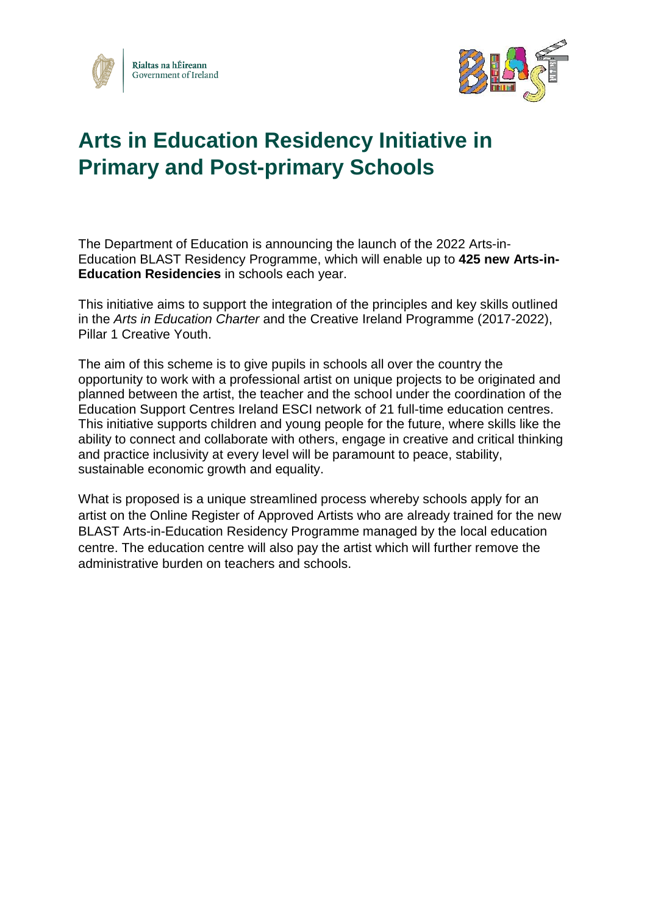Rialtas na hÉireann
Government of Ireland

# Arts in Education Residency Initiative in Primary and Post-primary Schools

The Department of Education is announcing the launch of the 2022 Arts-in-Education BLAST Residency Programme, which will enable up to **425 new Arts-in-Education Residencies** in schools each year.

This initiative aims to support the integration of the principles and key skills outlined in the *Arts in Education Charter* and the Creative Ireland Programme (2017-2022), Pillar 1 Creative Youth.

The aim of this scheme is to give pupils in schools all over the country the opportunity to work with a professional artist on unique projects to be originated and planned between the artist, the teacher and the school under the coordination of the Education Support Centres Ireland ESCI network of 21 full-time education centres. This initiative supports children and young people for the future, where skills like the ability to connect and collaborate with others, engage in creative and critical thinking and practice inclusivity at every level will be paramount to peace, stability, sustainable economic growth and equality.

What is proposed is a unique streamlined process whereby schools apply for an artist on the Online Register of Approved Artists who are already trained for the new BLAST Arts-in-Education Residency Programme managed by the local education centre. The education centre will also pay the artist which will further remove the administrative burden on teachers and schools.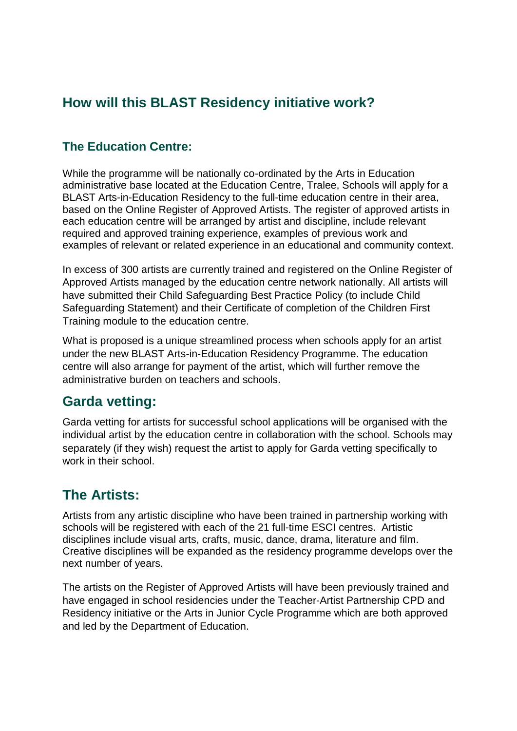## How will this BLAST Residency initiative work?

### The Education Centre:

While the programme will be nationally co-ordinated by the Arts in Education administrative base located at the Education Centre, Tralee, Schools will apply for a BLAST Arts-in-Education Residency to the full-time education centre in their area, based on the Online Register of Approved Artists. The register of approved artists in each education centre will be arranged by artist and discipline, include relevant required and approved training experience, examples of previous work and examples of relevant or related experience in an educational and community context.

In excess of 300 artists are currently trained and registered on the Online Register of Approved Artists managed by the education centre network nationally. All artists will have submitted their Child Safeguarding Best Practice Policy (to include Child Safeguarding Statement) and their Certificate of completion of the Children First Training module to the education centre.

What is proposed is a unique streamlined process when schools apply for an artist under the new BLAST Arts-in-Education Residency Programme. The education centre will also arrange for payment of the artist, which will further remove the administrative burden on teachers and schools.

## Garda vetting:

Garda vetting for artists for successful school applications will be organised with the individual artist by the education centre in collaboration with the school. Schools may separately (if they wish) request the artist to apply for Garda vetting specifically to work in their school.

## The Artists:

Artists from any artistic discipline who have been trained in partnership working with schools will be registered with each of the 21 full-time ESCI centres. Artistic disciplines include visual arts, crafts, music, dance, drama, literature and film. Creative disciplines will be expanded as the residency programme develops over the next number of years.

The artists on the Register of Approved Artists will have been previously trained and have engaged in school residencies under the Teacher-Artist Partnership CPD and Residency initiative or the Arts in Junior Cycle Programme which are both approved and led by the Department of Education.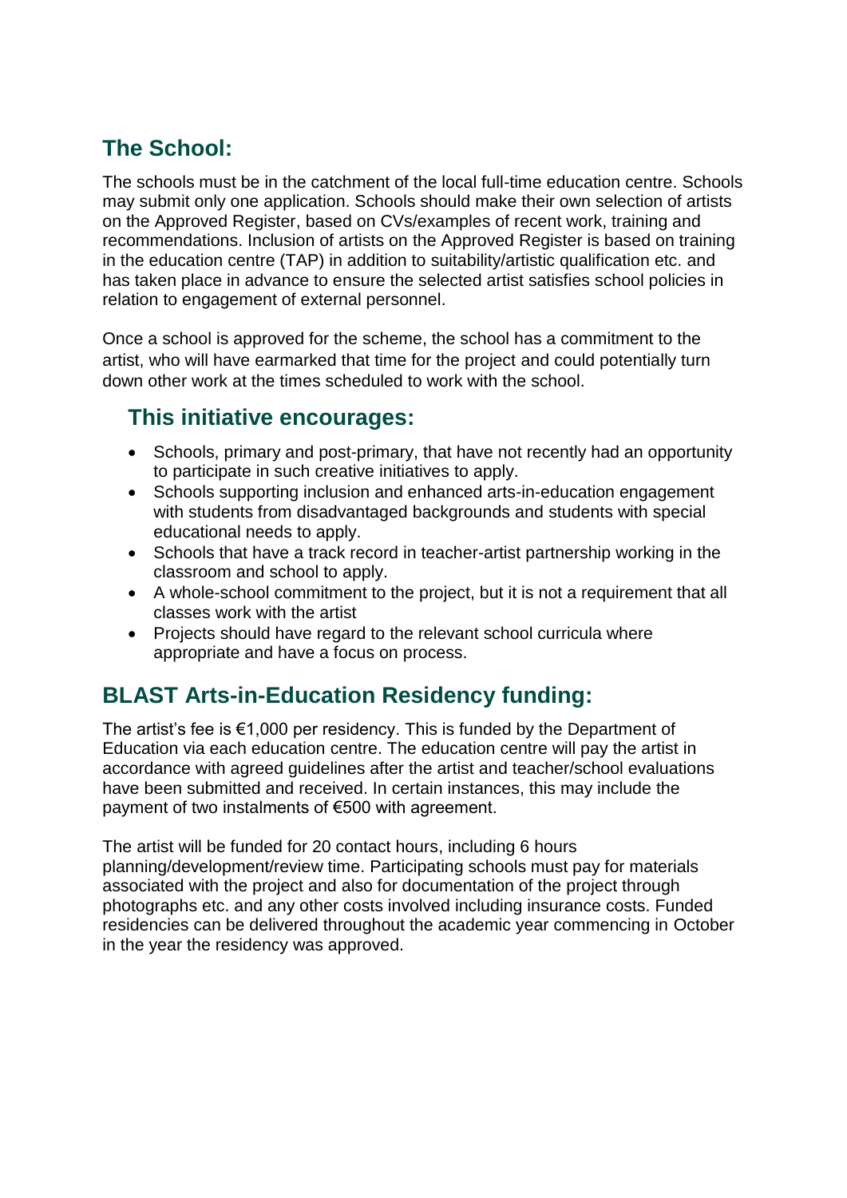## The School:

The schools must be in the catchment of the local full-time education centre. Schools may submit only one application. Schools should make their own selection of artists on the Approved Register, based on CVs/examples of recent work, training and recommendations. Inclusion of artists on the Approved Register is based on training in the education centre (TAP) in addition to suitability/artistic qualification etc. and has taken place in advance to ensure the selected artist satisfies school policies in relation to engagement of external personnel.

Once a school is approved for the scheme, the school has a commitment to the artist, who will have earmarked that time for the project and could potentially turn down other work at the times scheduled to work with the school.

## This initiative encourages:

- Schools, primary and post-primary, that have not recently had an opportunity to participate in such creative initiatives to apply.
- Schools supporting inclusion and enhanced arts-in-education engagement with students from disadvantaged backgrounds and students with special educational needs to apply.
- Schools that have a track record in teacher-artist partnership working in the classroom and school to apply.
- A whole-school commitment to the project, but it is not a requirement that all classes work with the artist
- Projects should have regard to the relevant school curricula where appropriate and have a focus on process.

## BLAST Arts-in-Education Residency funding:

The artist's fee is €1,000 per residency. This is funded by the Department of Education via each education centre. The education centre will pay the artist in accordance with agreed guidelines after the artist and teacher/school evaluations have been submitted and received. In certain instances, this may include the payment of two instalments of €500 with agreement.

The artist will be funded for 20 contact hours, including 6 hours planning/development/review time. Participating schools must pay for materials associated with the project and also for documentation of the project through photographs etc. and any other costs involved including insurance costs. Funded residencies can be delivered throughout the academic year commencing in October in the year the residency was approved.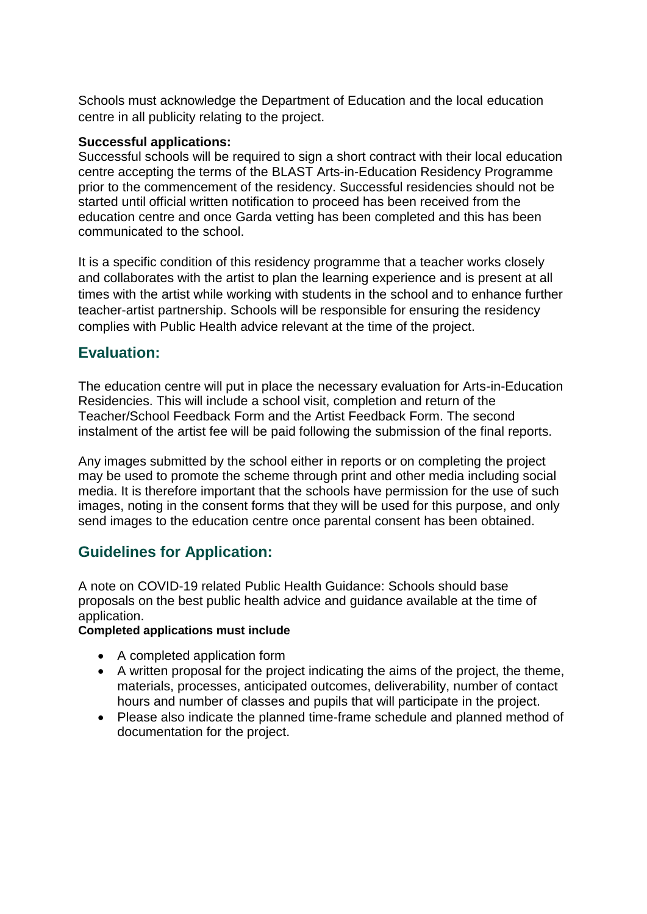Schools must acknowledge the Department of Education and the local education centre in all publicity relating to the project.

**Successful applications:**
Successful schools will be required to sign a short contract with their local education centre accepting the terms of the BLAST Arts-in-Education Residency Programme prior to the commencement of the residency. Successful residencies should not be started until official written notification to proceed has been received from the education centre and once Garda vetting has been completed and this has been communicated to the school.

It is a specific condition of this residency programme that a teacher works closely and collaborates with the artist to plan the learning experience and is present at all times with the artist while working with students in the school and to enhance further teacher-artist partnership. Schools will be responsible for ensuring the residency complies with Public Health advice relevant at the time of the project.

## Evaluation:

The education centre will put in place the necessary evaluation for Arts-in-Education Residencies. This will include a school visit, completion and return of the Teacher/School Feedback Form and the Artist Feedback Form. The second instalment of the artist fee will be paid following the submission of the final reports.

Any images submitted by the school either in reports or on completing the project may be used to promote the scheme through print and other media including social media. It is therefore important that the schools have permission for the use of such images, noting in the consent forms that they will be used for this purpose, and only send images to the education centre once parental consent has been obtained.

## Guidelines for Application:

A note on COVID-19 related Public Health Guidance: Schools should base proposals on the best public health advice and guidance available at the time of application.

**Completed applications must include**

- A completed application form
- A written proposal for the project indicating the aims of the project, the theme, materials, processes, anticipated outcomes, deliverability, number of contact hours and number of classes and pupils that will participate in the project.
- Please also indicate the planned time-frame schedule and planned method of documentation for the project.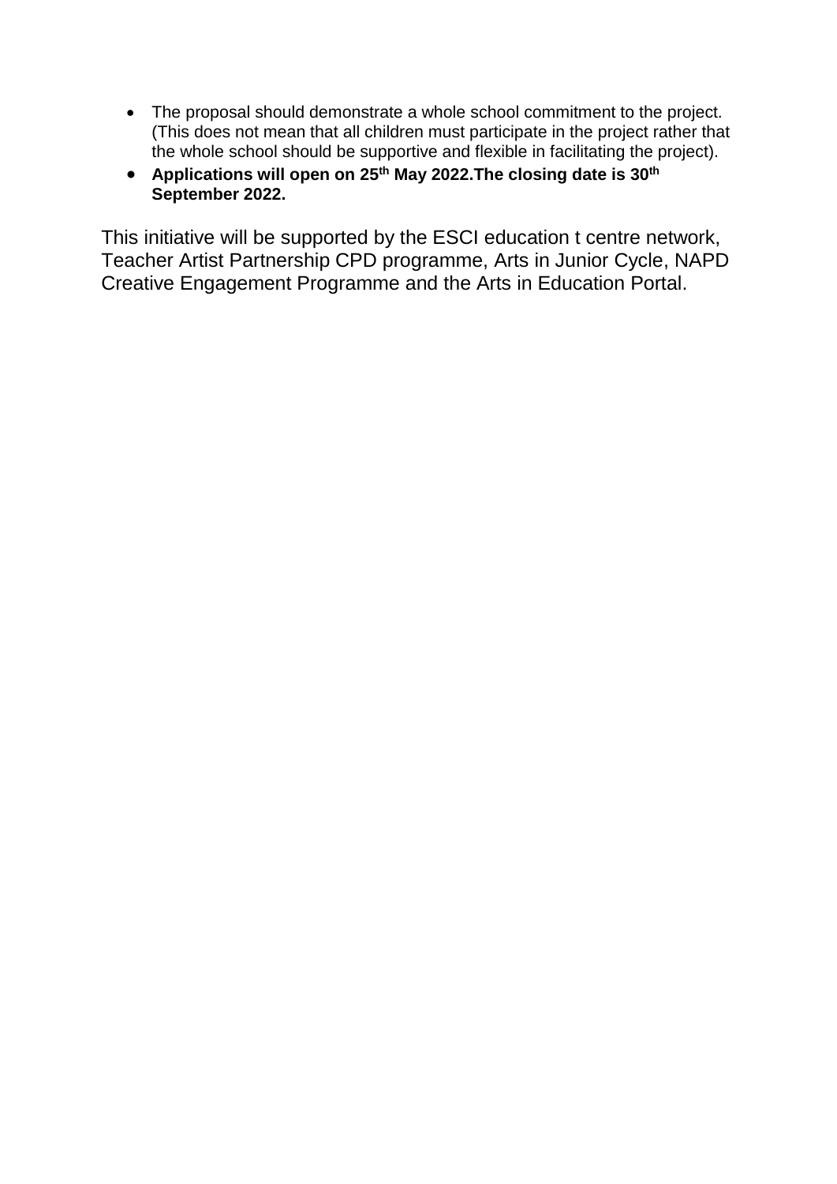- The proposal should demonstrate a whole school commitment to the project. (This does not mean that all children must participate in the project rather that the whole school should be supportive and flexible in facilitating the project).
- **Applications will open on 25th May 2022.The closing date is 30th September 2022.**

This initiative will be supported by the ESCI education t centre network, Teacher Artist Partnership CPD programme, Arts in Junior Cycle, NAPD Creative Engagement Programme and the Arts in Education Portal.